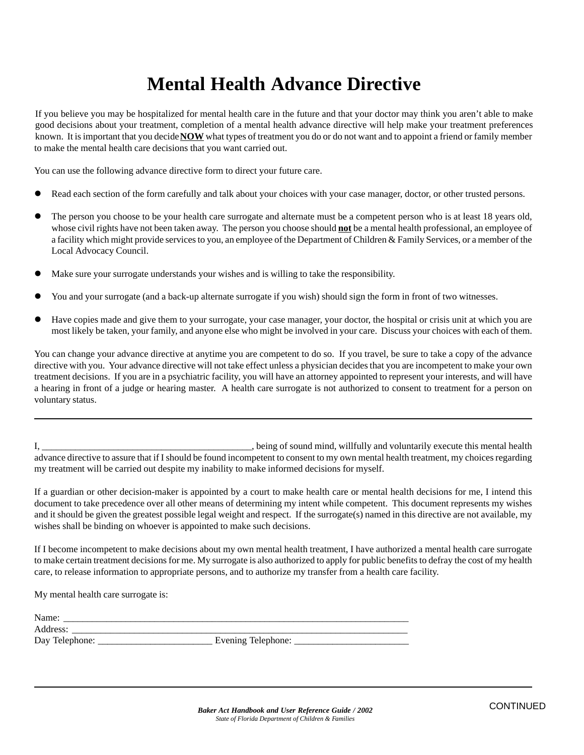# Mental Health Advance Directive

If you believe you may be hospitalized for mental health care in the future and that your doctor may think you aren't able to make good decisions about your treatment, completion of a mental health advance directive will help make your treatment preferences known. It is important that you decide **NOW** what types of treatment you do or do not want and to appoint a friend or family member to make the mental health care decisions that you want carried out.

You can use the following advance directive form to direct your future care.

- Read each section of the form carefully and talk about your choices with your case manager, doctor, or other trusted persons.
- The person you choose to be your health care surrogate and alternate must be a competent person who is at least 18 years old, whose civil rights have not been taken away. The person you choose should **not** be a mental health professional, an employee of a facility which might provide services to you, an employee of the Department of Children & Family Services, or a member of the Local Advocacy Council.
- Make sure your surrogate understands your wishes and is willing to take the responsibility.
- You and your surrogate (and a back-up alternate surrogate if you wish) should sign the form in front of two witnesses.
- Have copies made and give them to your surrogate, your case manager, your doctor, the hospital or crisis unit at which you are most likely be taken, your family, and anyone else who might be involved in your care. Discuss your choices with each of them.

You can change your advance directive at anytime you are competent to do so. If you travel, be sure to take a copy of the advance directive with you. Your advance directive will not take effect unless a physician decides that you are incompetent to make your own treatment decisions. If you are in a psychiatric facility, you will have an attorney appointed to represent your interests, and will have a hearing in front of a judge or hearing master. A health care surrogate is not authorized to consent to treatment for a person on voluntary status.

---

I, ____________________________________________, being of sound mind, willfully and voluntarily execute this mental health advance directive to assure that if I should be found incompetent to consent to my own mental health treatment, my choices regarding my treatment will be carried out despite my inability to make informed decisions for myself.

If a guardian or other decision-maker is appointed by a court to make health care or mental health decisions for me, I intend this document to take precedence over all other means of determining my intent while competent. This document represents my wishes and it should be given the greatest possible legal weight and respect. If the surrogate(s) named in this directive are not available, my wishes shall be binding on whoever is appointed to make such decisions.

If I become incompetent to make decisions about my own mental health treatment, I have authorized a mental health care surrogate to make certain treatment decisions for me. My surrogate is also authorized to apply for public benefits to defray the cost of my health care, to release information to appropriate persons, and to authorize my transfer from a health care facility.

My mental health care surrogate is:

Name: ___________________________________________________________________________
Address: _________________________________________________________________________
Day Telephone: ________________________ Evening Telephone: ________________________

CONTINUED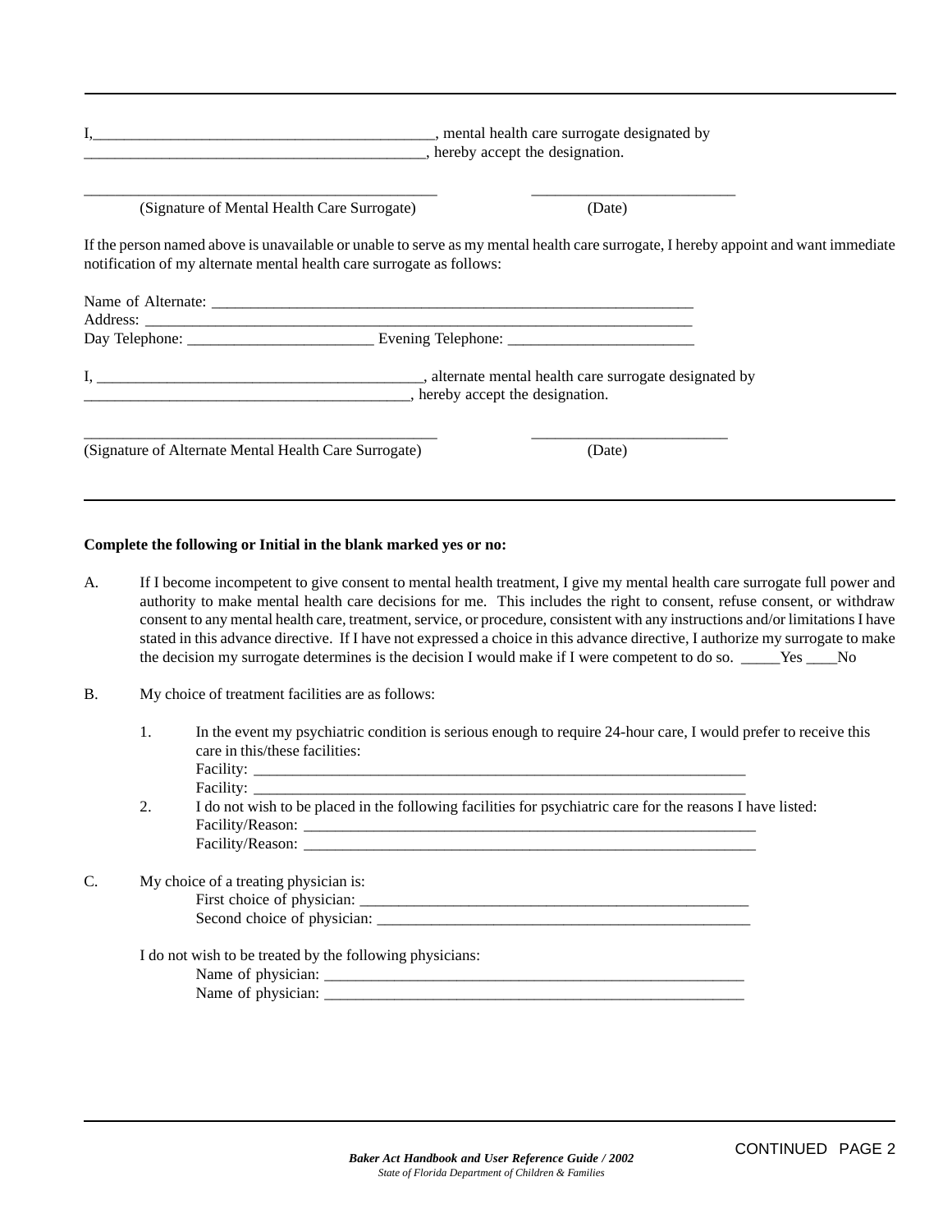---

I,____________________________________________, mental health care surrogate designated by ____________________________________________, hereby accept the designation.

______________________________________________ (Signature of Mental Health Care Surrogate)

__________________________ (Date)

If the person named above is unavailable or unable to serve as my mental health care surrogate, I hereby appoint and want immediate notification of my alternate mental health care surrogate as follows:

Name of Alternate: _______________________________________________________________
Address: _______________________________________________________________________
Day Telephone: ________________________ Evening Telephone: ________________________

I, ___________________________________________, alternate mental health care surrogate designated by __________________________________________, hereby accept the designation.

______________________________________________ (Signature of Alternate Mental Health Care Surrogate)

_________________________ (Date)

---

**Complete the following or Initial in the blank marked yes or no:**

A. If I become incompetent to give consent to mental health treatment, I give my mental health care surrogate full power and authority to make mental health care decisions for me. This includes the right to consent, refuse consent, or withdraw consent to any mental health care, treatment, service, or procedure, consistent with any instructions and/or limitations I have stated in this advance directive. If I have not expressed a choice in this advance directive, I authorize my surrogate to make the decision my surrogate determines is the decision I would make if I were competent to do so. _____Yes ____No

B. My choice of treatment facilities are as follows:

1. In the event my psychiatric condition is serious enough to require 24-hour care, I would prefer to receive this care in this/these facilities:
   Facility: ________________________________________________________________
   Facility: ________________________________________________________________
2. I do not wish to be placed in the following facilities for psychiatric care for the reasons I have listed:
   Facility/Reason: ___________________________________________________________
   Facility/Reason: ___________________________________________________________

C. My choice of a treating physician is:
   First choice of physician: ___________________________________________________
   Second choice of physician: _________________________________________________

   I do not wish to be treated by the following physicians:
   Name of physician: _______________________________________________________
   Name of physician: _______________________________________________________

CONTINUED PAGE 2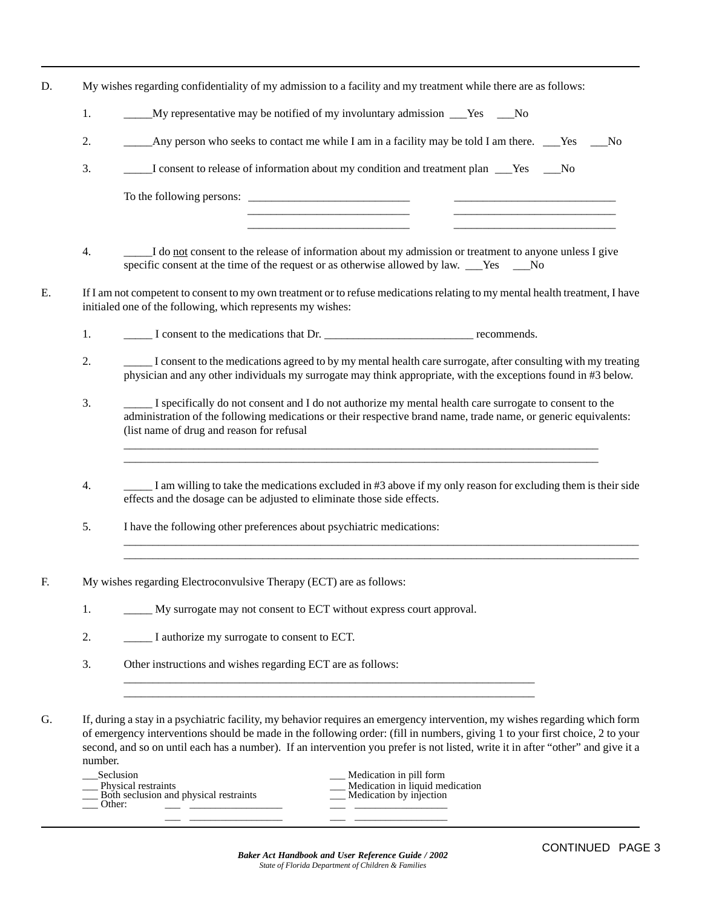D. My wishes regarding confidentiality of my admission to a facility and my treatment while there are as follows:

1. _____My representative may be notified of my involuntary admission ___Yes ___No

2. _____Any person who seeks to contact me while I am in a facility may be told I am there. ___Yes ___No

3. _____I consent to release of information about my condition and treatment plan ___Yes ___No

   To the following persons: ____________________________ ____________________________
   ____________________________ ____________________________
   ____________________________ ____________________________

4. _____I do not consent to the release of information about my admission or treatment to anyone unless I give specific consent at the time of the request or as otherwise allowed by law. ___Yes ___No

E. If I am not competent to consent to my own treatment or to refuse medications relating to my mental health treatment, I have initialed one of the following, which represents my wishes:

1. _____ I consent to the medications that Dr. __________________________ recommends.

2. _____ I consent to the medications agreed to by my mental health care surrogate, after consulting with my treating physician and any other individuals my surrogate may think appropriate, with the exceptions found in #3 below.

3. _____ I specifically do not consent and I do not authorize my mental health care surrogate to consent to the administration of the following medications or their respective brand name, trade name, or generic equivalents: (list name of drug and reason for refusal
   ____________________________________________________________________________________
   ____________________________________________________________________________________

4. _____ I am willing to take the medications excluded in #3 above if my only reason for excluding them is their side effects and the dosage can be adjusted to eliminate those side effects.

5. I have the following other preferences about psychiatric medications:
   ____________________________________________________________________________________
   ____________________________________________________________________________________

F. My wishes regarding Electroconvulsive Therapy (ECT) are as follows:

1. _____ My surrogate may not consent to ECT without express court approval.

2. _____ I authorize my surrogate to consent to ECT.

3. Other instructions and wishes regarding ECT are as follows:
   ____________________________________________________________________________
   ____________________________________________________________________________

G. If, during a stay in a psychiatric facility, my behavior requires an emergency intervention, my wishes regarding which form of emergency interventions should be made in the following order: (fill in numbers, giving 1 to your first choice, 2 to your second, and so on until each has a number). If an intervention you prefer is not listed, write it in after "other" and give it a number.

___Seclusion
___ Physical restraints
___ Both seclusion and physical restraints
___ Other: ___ _________________
___ _________________

___ Medication in pill form
___ Medication in liquid medication
___ Medication by injection
___ _________________
___ _________________

CONTINUED

*Baker Act Handbook and User Reference Guide / 2002*
*State of Florida Department of Children & Families*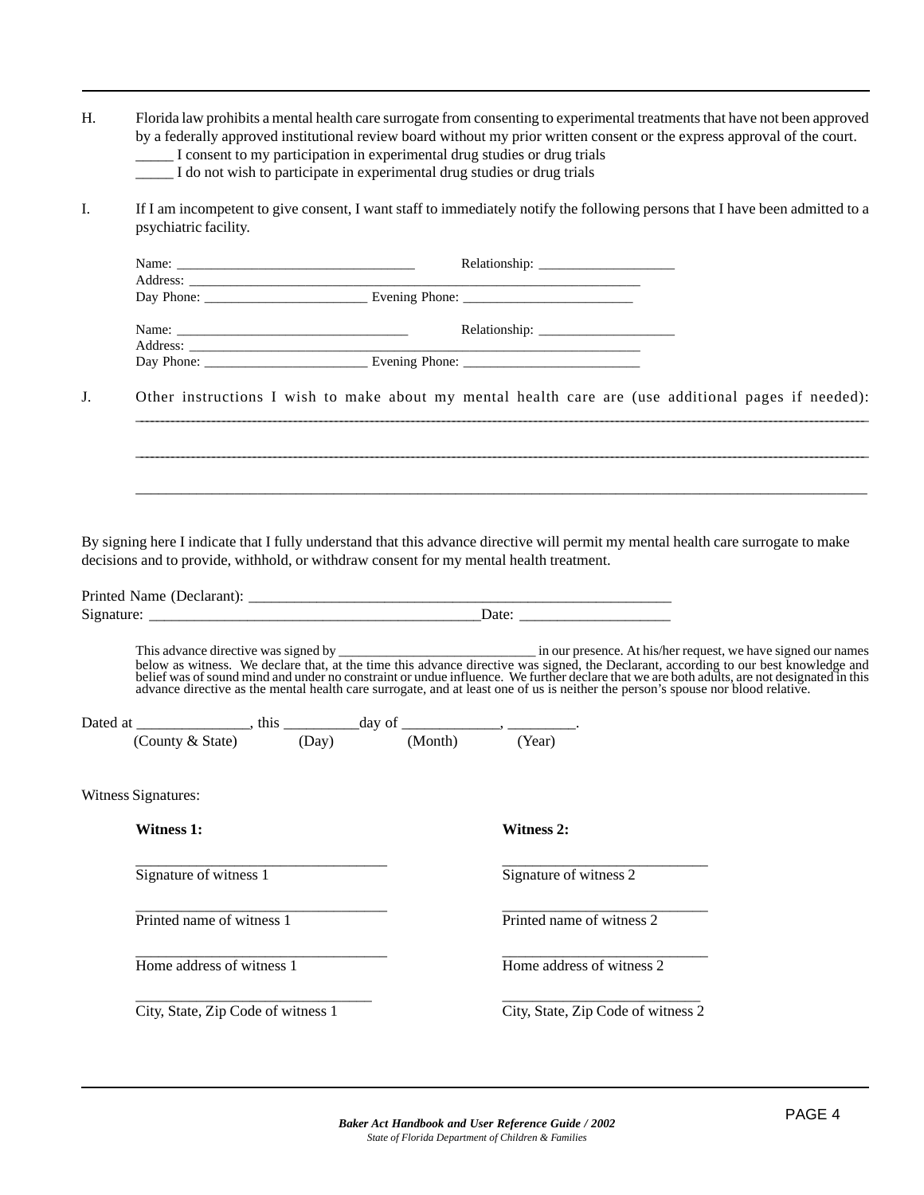H. Florida law prohibits a mental health care surrogate from consenting to experimental treatments that have not been approved by a federally approved institutional review board without my prior written consent or the express approval of the court.

_____ I consent to my participation in experimental drug studies or drug trials

_____ I do not wish to participate in experimental drug studies or drug trials

I. If I am incompetent to give consent, I want staff to immediately notify the following persons that I have been admitted to a psychiatric facility.

Name: ___________________________________ Relationship: ____________________

Address: ___________________________________________________________________

Day Phone: ________________________ Evening Phone: _________________________

Name: __________________________________ Relationship: ____________________

Address: ___________________________________________________________________

Day Phone: ________________________ Evening Phone: __________________________

J. Other instructions I wish to make about my mental health care are (use additional pages if needed):

______________________________________________________________________________________________

______________________________________________________________________________________________

______________________________________________________________________________________________

By signing here I indicate that I fully understand that this advance directive will permit my mental health care surrogate to make decisions and to provide, withhold, or withdraw consent for my mental health treatment.

Printed Name (Declarant): ___________________________________________________________

Signature: ____________________________________________Date: ____________________

This advance directive was signed by ______________________________ in our presence. At his/her request, we have signed our names below as witness. We declare that, at the time this advance directive was signed, the Declarant, according to our best knowledge and belief was of sound mind and under no constraint or undue influence. We further declare that we are both adults, are not designated in this advance directive as the mental health care surrogate, and at least one of us is neither the person's spouse nor blood relative.

Dated at _______________, this __________day of _____________, _________.
(County & State) (Day) (Month) (Year)

Witness Signatures:

**Witness 1:**

_________________________________
Signature of witness 1

_________________________________
Printed name of witness 1

_________________________________
Home address of witness 1

_______________________________
City, State, Zip Code of witness 1

**Witness 2:**

___________________________
Signature of witness 2

___________________________
Printed name of witness 2

___________________________
Home address of witness 2

__________________________
City, State, Zip Code of witness 2